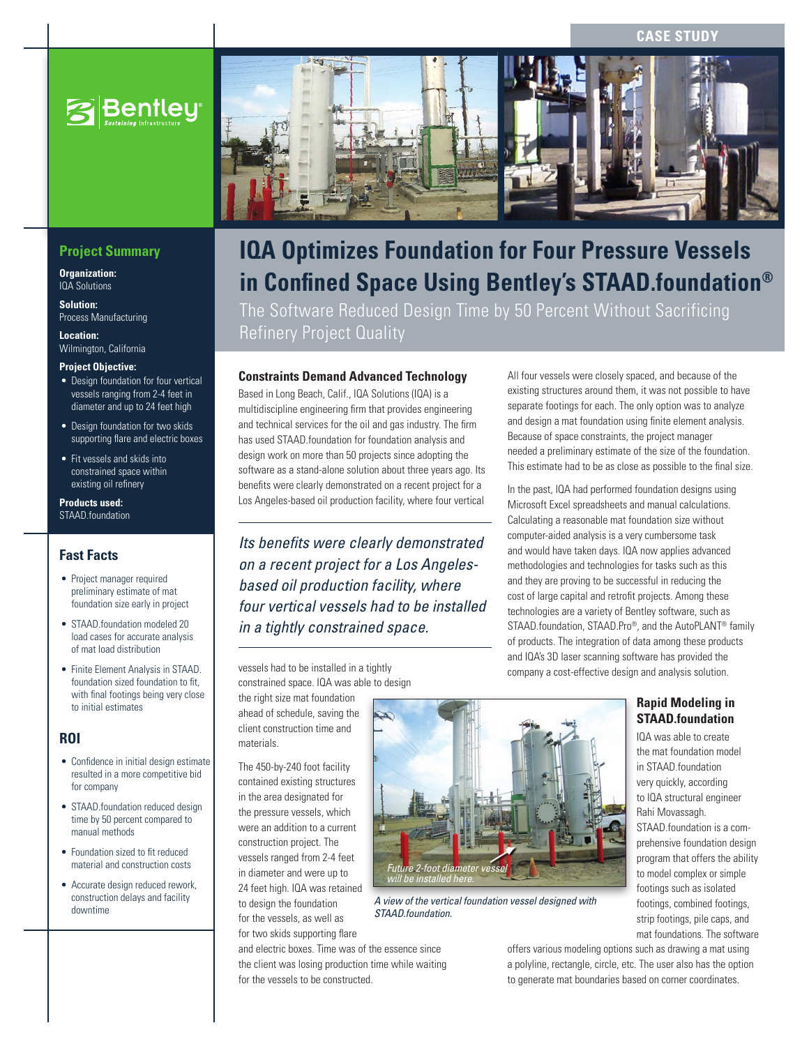CASE STUDY

# IQA Optimizes Foundation for Four Pressure Vessels in Confined Space Using Bentley's STAAD.foundation®

The Software Reduced Design Time by 50 Percent Without Sacrificing Refinery Project Quality

## Project Summary

**Organization:**
IQA Solutions

**Solution:**
Process Manufacturing

**Location:**
Wilmington, California

**Project Objective:**

- Design foundation for four vertical vessels ranging from 2-4 feet in diameter and up to 24 feet high
- Design foundation for two skids supporting flare and electric boxes
- Fit vessels and skids into constrained space within existing oil refinery

**Products used:**
STAAD.foundation

## Fast Facts

- Project manager required preliminary estimate of mat foundation size early in project
- STAAD.foundation modeled 20 load cases for accurate analysis of mat load distribution
- Finite Element Analysis in STAAD.foundation sized foundation to fit, with final footings being very close to initial estimates

## ROI

- Confidence in initial design estimate resulted in a more competitive bid for company
- STAAD.foundation reduced design time by 50 percent compared to manual methods
- Foundation sized to fit reduced material and construction costs
- Accurate design reduced rework, construction delays and facility downtime

## Constraints Demand Advanced Technology

Based in Long Beach, Calif., IQA Solutions (IQA) is a multidiscipline engineering firm that provides engineering and technical services for the oil and gas industry. The firm has used STAAD.foundation for foundation analysis and design work on more than 50 projects since adopting the software as a stand-alone solution about three years ago. Its benefits were clearly demonstrated on a recent project for a Los Angeles-based oil production facility, where four vertical vessels had to be installed in a tightly constrained space. IQA was able to design the right size mat foundation ahead of schedule, saving the client construction time and materials.

*Its benefits were clearly demonstrated on a recent project for a Los Angeles-based oil production facility, where four vertical vessels had to be installed in a tightly constrained space.*

The 450-by-240 foot facility contained existing structures in the area designated for the pressure vessels, which were an addition to a current construction project. The vessels ranged from 2-4 feet in diameter and were up to 24 feet high. IQA was retained to design the foundation for the vessels, as well as for two skids supporting flare and electric boxes. Time was of the essence since the client was losing production time while waiting for the vessels to be constructed.

Future 2-foot diameter vessel will be installed here.

*A view of the vertical foundation vessel designed with STAAD.foundation.*

All four vessels were closely spaced, and because of the existing structures around them, it was not possible to have separate footings for each. The only option was to analyze and design a mat foundation using finite element analysis. Because of space constraints, the project manager needed a preliminary estimate of the size of the foundation. This estimate had to be as close as possible to the final size.

In the past, IQA had performed foundation designs using Microsoft Excel spreadsheets and manual calculations. Calculating a reasonable mat foundation size without computer-aided analysis is a very cumbersome task and would have taken days. IQA now applies advanced methodologies and technologies for tasks such as this and they are proving to be successful in reducing the cost of large capital and retrofit projects. Among these technologies are a variety of Bentley software, such as STAAD.foundation, STAAD.Pro®, and the AutoPLANT® family of products. The integration of data among these products and IQA's 3D laser scanning software has provided the company a cost-effective design and analysis solution.

## Rapid Modeling in STAAD.foundation

IQA was able to create the mat foundation model in STAAD.foundation very quickly, according to IQA structural engineer Rahi Movassagh. STAAD.foundation is a comprehensive foundation design program that offers the ability to model complex or simple footings such as isolated footings, combined footings, strip footings, pile caps, and mat foundations. The software offers various modeling options such as drawing a mat using a polyline, rectangle, circle, etc. The user also has the option to generate mat boundaries based on corner coordinates.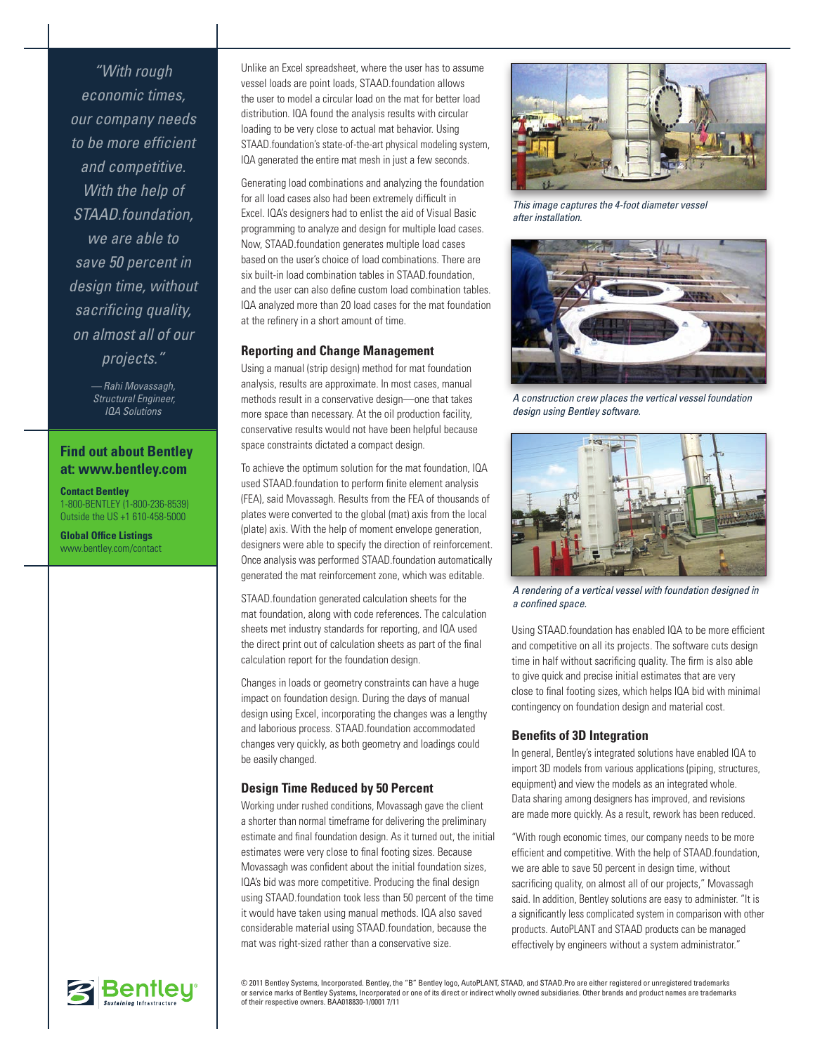*"With rough economic times, our company needs to be more efficient and competitive. With the help of STAAD.foundation, we are able to save 50 percent in design time, without sacrificing quality, on almost all of our projects."*

*— Rahi Movassagh, Structural Engineer, IQA Solutions*

**Find out about Bentley at: www.bentley.com**

**Contact Bentley**
1-800-BENTLEY (1-800-236-8539)
Outside the US +1 610-458-5000

**Global Office Listings**
www.bentley.com/contact

Unlike an Excel spreadsheet, where the user has to assume vessel loads are point loads, STAAD.foundation allows the user to model a circular load on the mat for better load distribution. IQA found the analysis results with circular loading to be very close to actual mat behavior. Using STAAD.foundation's state-of-the-art physical modeling system, IQA generated the entire mat mesh in just a few seconds.

Generating load combinations and analyzing the foundation for all load cases also had been extremely difficult in Excel. IQA's designers had to enlist the aid of Visual Basic programming to analyze and design for multiple load cases. Now, STAAD.foundation generates multiple load cases based on the user's choice of load combinations. There are six built-in load combination tables in STAAD.foundation, and the user can also define custom load combination tables. IQA analyzed more than 20 load cases for the mat foundation at the refinery in a short amount of time.

## Reporting and Change Management

Using a manual (strip design) method for mat foundation analysis, results are approximate. In most cases, manual methods result in a conservative design—one that takes more space than necessary. At the oil production facility, conservative results would not have been helpful because space constraints dictated a compact design.

To achieve the optimum solution for the mat foundation, IQA used STAAD.foundation to perform finite element analysis (FEA), said Movassagh. Results from the FEA of thousands of plates were converted to the global (mat) axis from the local (plate) axis. With the help of moment envelope generation, designers were able to specify the direction of reinforcement. Once analysis was performed STAAD.foundation automatically generated the mat reinforcement zone, which was editable.

STAAD.foundation generated calculation sheets for the mat foundation, along with code references. The calculation sheets met industry standards for reporting, and IQA used the direct print out of calculation sheets as part of the final calculation report for the foundation design.

Changes in loads or geometry constraints can have a huge impact on foundation design. During the days of manual design using Excel, incorporating the changes was a lengthy and laborious process. STAAD.foundation accommodated changes very quickly, as both geometry and loadings could be easily changed.

## Design Time Reduced by 50 Percent

Working under rushed conditions, Movassagh gave the client a shorter than normal timeframe for delivering the preliminary estimate and final foundation design. As it turned out, the initial estimates were very close to final footing sizes. Because Movassagh was confident about the initial foundation sizes, IQA's bid was more competitive. Producing the final design using STAAD.foundation took less than 50 percent of the time it would have taken using manual methods. IQA also saved considerable material using STAAD.foundation, because the mat was right-sized rather than a conservative size.

*This image captures the 4-foot diameter vessel after installation.*

*A construction crew places the vertical vessel foundation design using Bentley software.*

*A rendering of a vertical vessel with foundation designed in a confined space.*

Using STAAD.foundation has enabled IQA to be more efficient and competitive on all its projects. The software cuts design time in half without sacrificing quality. The firm is also able to give quick and precise initial estimates that are very close to final footing sizes, which helps IQA bid with minimal contingency on foundation design and material cost.

## Benefits of 3D Integration

In general, Bentley's integrated solutions have enabled IQA to import 3D models from various applications (piping, structures, equipment) and view the models as an integrated whole. Data sharing among designers has improved, and revisions are made more quickly. As a result, rework has been reduced.

"With rough economic times, our company needs to be more efficient and competitive. With the help of STAAD.foundation, we are able to save 50 percent in design time, without sacrificing quality, on almost all of our projects," Movassagh said. In addition, Bentley solutions are easy to administer. "It is a significantly less complicated system in comparison with other products. AutoPLANT and STAAD products can be managed effectively by engineers without a system administrator."

© 2011 Bentley Systems, Incorporated. Bentley, the "B" Bentley logo, AutoPLANT, STAAD, and STAAD.Pro are either registered or unregistered trademarks or service marks of Bentley Systems, Incorporated or one of its direct or indirect wholly owned subsidiaries. Other brands and product names are trademarks of their respective owners. BAA018830-1/0001 7/11